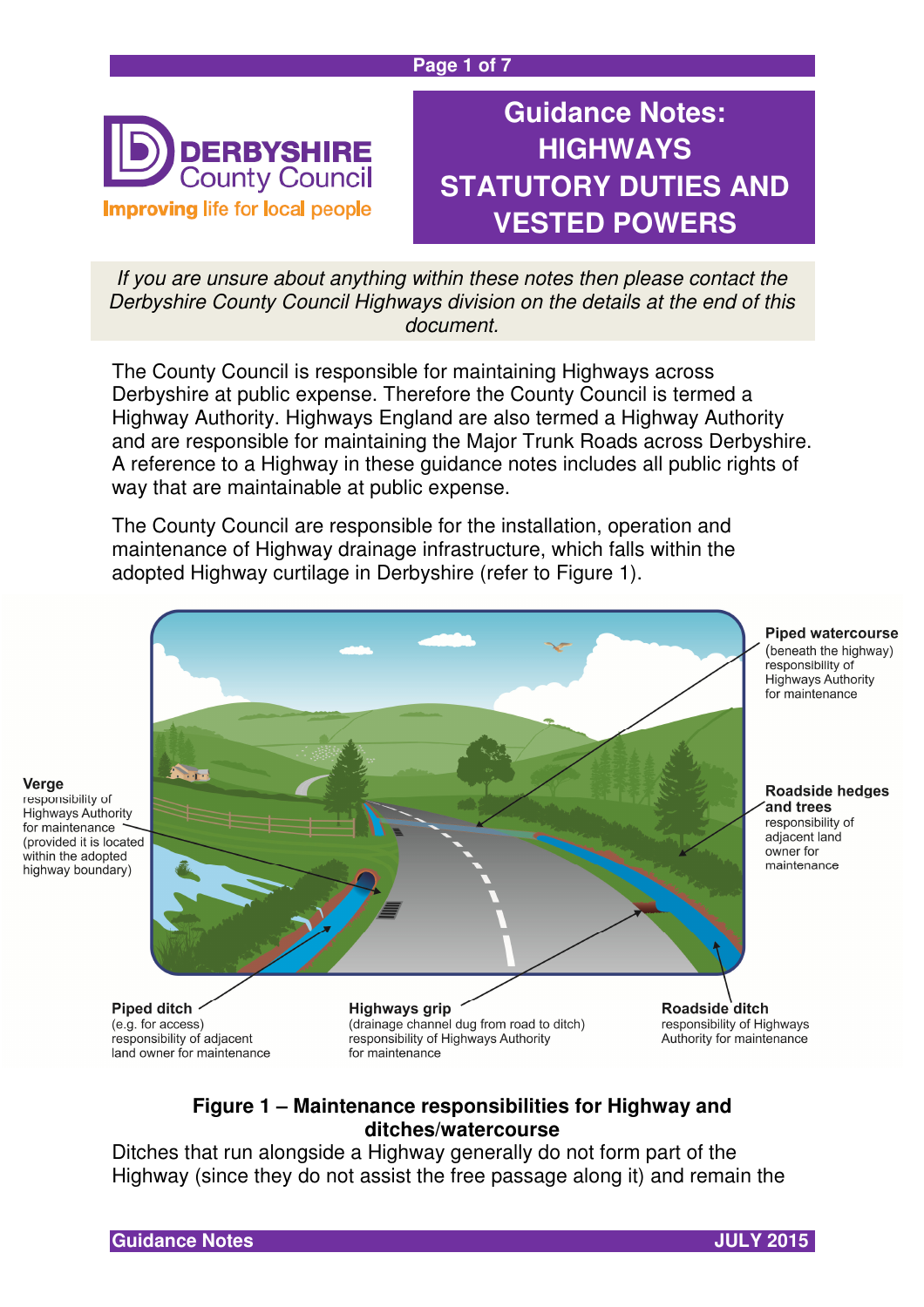# Guidance Notes: HIGHWAYS STATUTORY DUTIES AND VESTED POWERS

DERBYSHIRE County Council

Improving life for local people

*If you are unsure about anything within these notes then please contact the Derbyshire County Council Highways division on the details at the end of this document.*

The County Council is responsible for maintaining Highways across Derbyshire at public expense. Therefore the County Council is termed a Highway Authority. Highways England are also termed a Highway Authority and are responsible for maintaining the Major Trunk Roads across Derbyshire. A reference to a Highway in these guidance notes includes all public rights of way that are maintainable at public expense.

The County Council are responsible for the installation, operation and maintenance of Highway drainage infrastructure, which falls within the adopted Highway curtilage in Derbyshire (refer to Figure 1).

**Piped watercourse** (beneath the highway) responsibility of Highways Authority for maintenance

**Verge** responsibility of Highways Authority for maintenance (provided it is located within the adopted highway boundary)

**Roadside hedges and trees** responsibility of adjacent land owner for maintenance

**Piped ditch** (e.g. for access) responsibility of adjacent land owner for maintenance

**Highways grip** (drainage channel dug from road to ditch) responsibility of Highways Authority for maintenance

**Roadside ditch** responsibility of Highways Authority for maintenance

**Figure 1 – Maintenance responsibilities for Highway and ditches/watercourse**

Ditches that run alongside a Highway generally do not form part of the Highway (since they do not assist the free passage along it) and remain the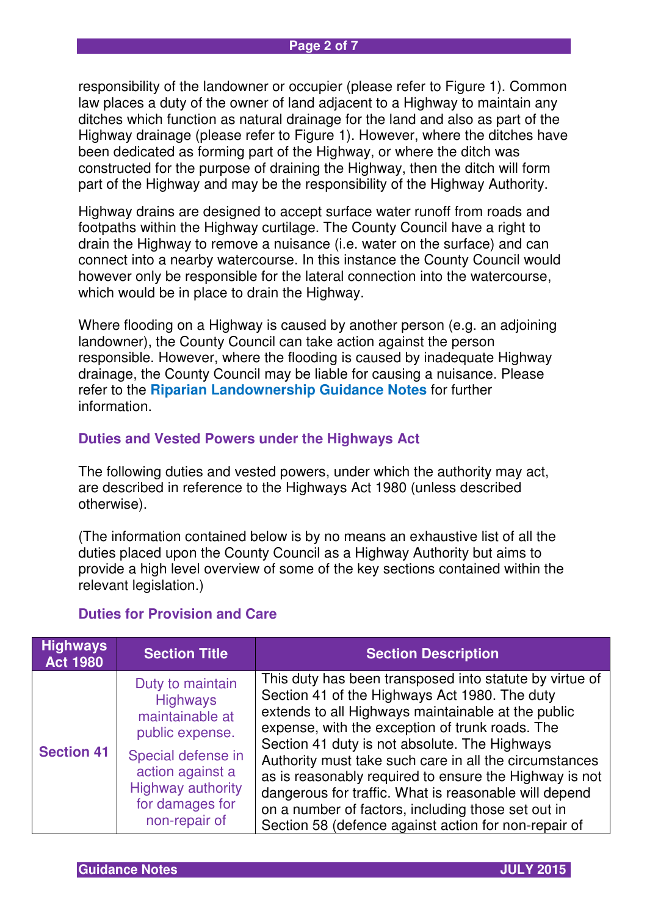responsibility of the landowner or occupier (please refer to Figure 1). Common law places a duty of the owner of land adjacent to a Highway to maintain any ditches which function as natural drainage for the land and also as part of the Highway drainage (please refer to Figure 1). However, where the ditches have been dedicated as forming part of the Highway, or where the ditch was constructed for the purpose of draining the Highway, then the ditch will form part of the Highway and may be the responsibility of the Highway Authority.

Highway drains are designed to accept surface water runoff from roads and footpaths within the Highway curtilage. The County Council have a right to drain the Highway to remove a nuisance (i.e. water on the surface) and can connect into a nearby watercourse. In this instance the County Council would however only be responsible for the lateral connection into the watercourse, which would be in place to drain the Highway.

Where flooding on a Highway is caused by another person (e.g. an adjoining landowner), the County Council can take action against the person responsible. However, where the flooding is caused by inadequate Highway drainage, the County Council may be liable for causing a nuisance. Please refer to the **Riparian Landownership Guidance Notes** for further information.

### Duties and Vested Powers under the Highways Act

The following duties and vested powers, under which the authority may act, are described in reference to the Highways Act 1980 (unless described otherwise).

(The information contained below is by no means an exhaustive list of all the duties placed upon the County Council as a Highway Authority but aims to provide a high level overview of some of the key sections contained within the relevant legislation.)

### Duties for Provision and Care

| Highways Act 1980 | Section Title | Section Description |
|---|---|---|
| **Section 41** | Duty to maintain Highways maintainable at public expense.<br><br>Special defense in action against a Highway authority for damages for non-repair of | This duty has been transposed into statute by virtue of Section 41 of the Highways Act 1980. The duty extends to all Highways maintainable at the public expense, with the exception of trunk roads. The Section 41 duty is not absolute. The Highways Authority must take such care in all the circumstances as is reasonably required to ensure the Highway is not dangerous for traffic. What is reasonable will depend on a number of factors, including those set out in Section 58 (defence against action for non-repair of |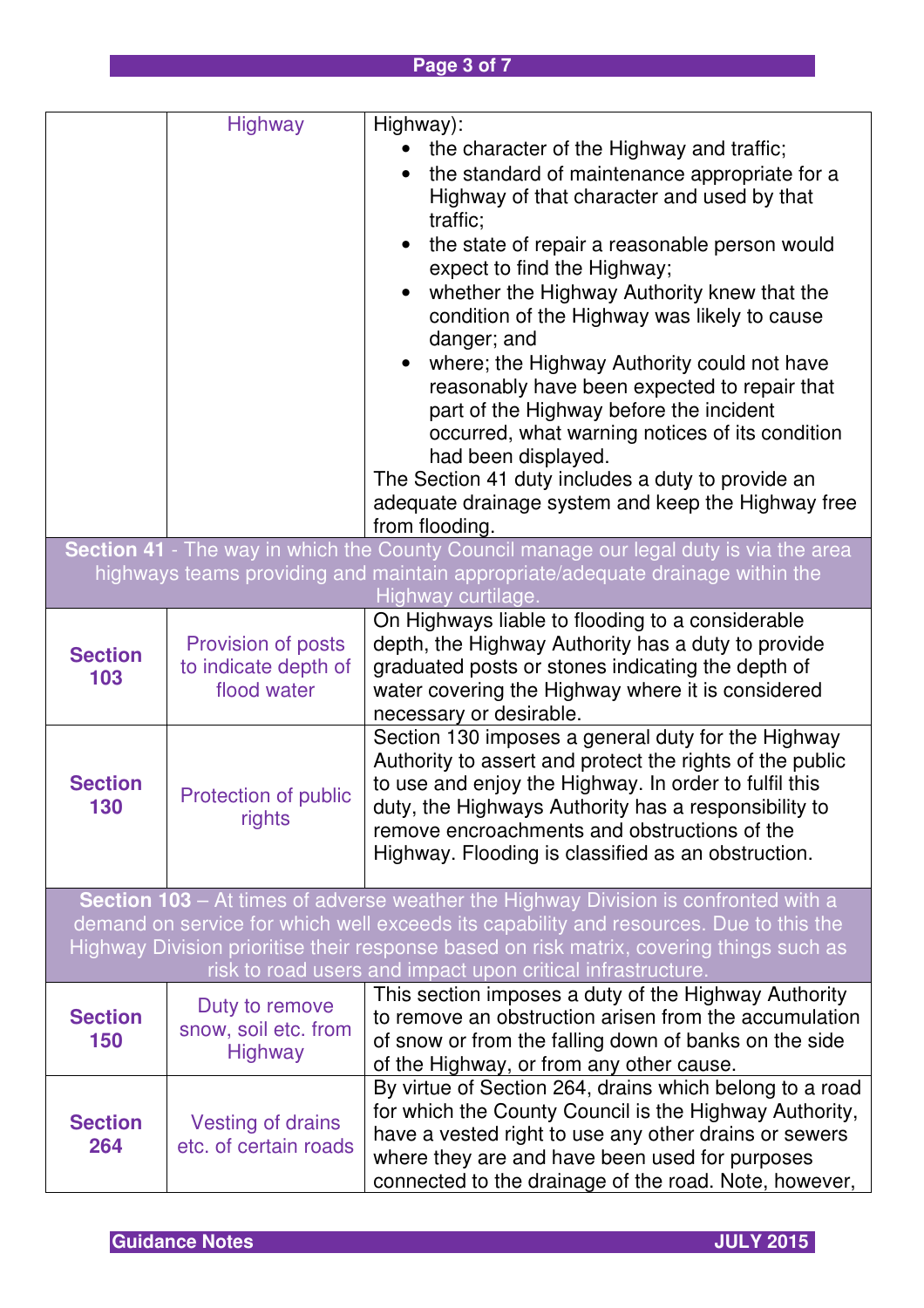| | | |
|---|---|---|
| | Highway | Highway):<br>• the character of the Highway and traffic;<br>• the standard of maintenance appropriate for a Highway of that character and used by that traffic;<br>• the state of repair a reasonable person would expect to find the Highway;<br>• whether the Highway Authority knew that the condition of the Highway was likely to cause danger; and<br>• where; the Highway Authority could not have reasonably have been expected to repair that part of the Highway before the incident occurred, what warning notices of its condition had been displayed.<br>The Section 41 duty includes a duty to provide an adequate drainage system and keep the Highway free from flooding. |
| **Section 41** - The way in which the County Council manage our legal duty is via the area highways teams providing and maintain appropriate/adequate drainage within the Highway curtilage. | | |
| **Section 103** | Provision of posts to indicate depth of flood water | On Highways liable to flooding to a considerable depth, the Highway Authority has a duty to provide graduated posts or stones indicating the depth of water covering the Highway where it is considered necessary or desirable. |
| **Section 130** | Protection of public rights | Section 130 imposes a general duty for the Highway Authority to assert and protect the rights of the public to use and enjoy the Highway. In order to fulfil this duty, the Highways Authority has a responsibility to remove encroachments and obstructions of the Highway. Flooding is classified as an obstruction. |
| **Section 103** – At times of adverse weather the Highway Division is confronted with a demand on service for which well exceeds its capability and resources. Due to this the Highway Division prioritise their response based on risk matrix, covering things such as risk to road users and impact upon critical infrastructure. | | |
| **Section 150** | Duty to remove snow, soil etc. from Highway | This section imposes a duty of the Highway Authority to remove an obstruction arisen from the accumulation of snow or from the falling down of banks on the side of the Highway, or from any other cause. |
| **Section 264** | Vesting of drains etc. of certain roads | By virtue of Section 264, drains which belong to a road for which the County Council is the Highway Authority, have a vested right to use any other drains or sewers where they are and have been used for purposes connected to the drainage of the road. Note, however, |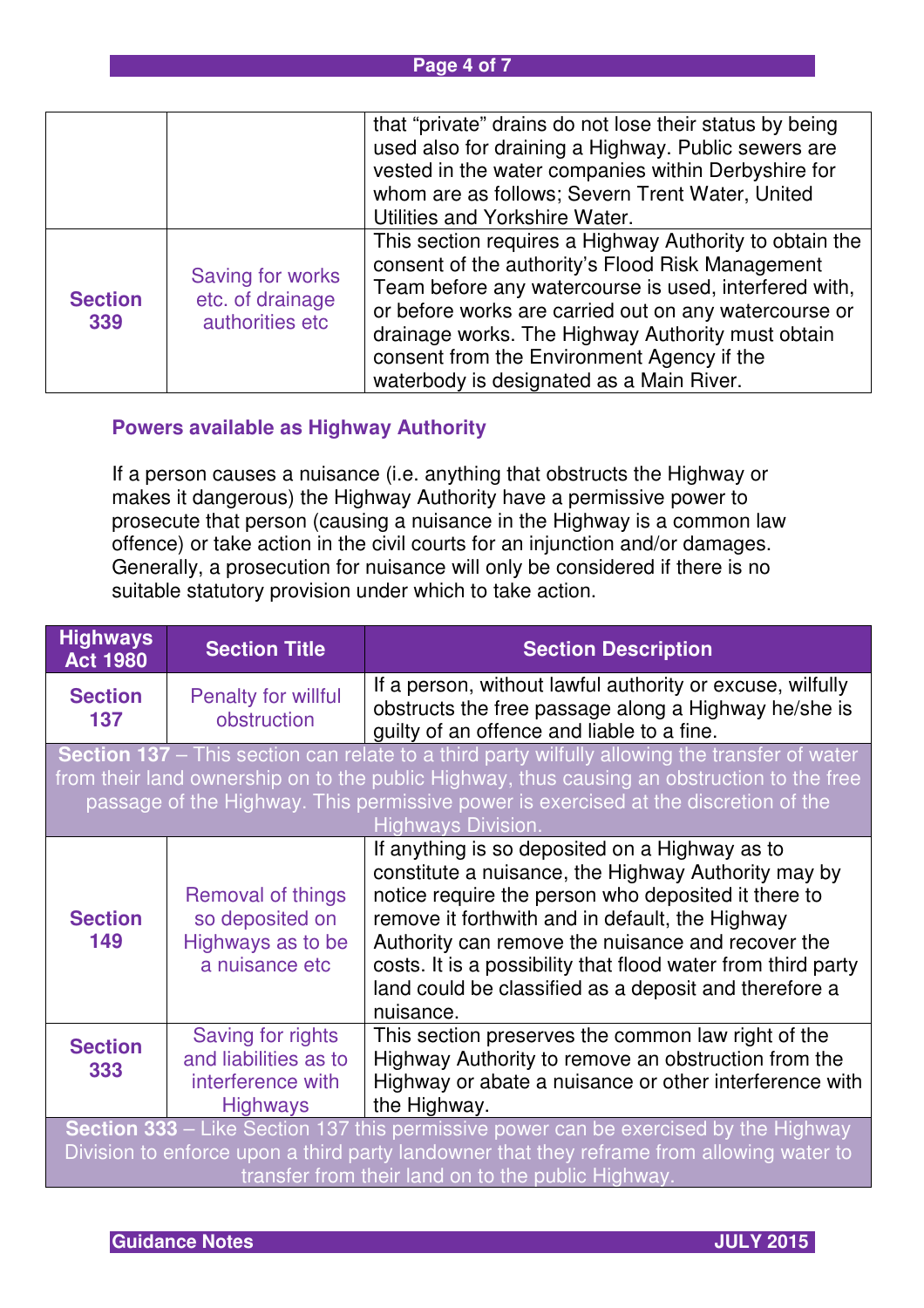| | | |
|---|---|---|
| | | that "private" drains do not lose their status by being used also for draining a Highway. Public sewers are vested in the water companies within Derbyshire for whom are as follows; Severn Trent Water, United Utilities and Yorkshire Water. |
| **Section 339** | Saving for works etc. of drainage authorities etc | This section requires a Highway Authority to obtain the consent of the authority's Flood Risk Management Team before any watercourse is used, interfered with, or before works are carried out on any watercourse or drainage works. The Highway Authority must obtain consent from the Environment Agency if the waterbody is designated as a Main River. |

### Powers available as Highway Authority

If a person causes a nuisance (i.e. anything that obstructs the Highway or makes it dangerous) the Highway Authority have a permissive power to prosecute that person (causing a nuisance in the Highway is a common law offence) or take action in the civil courts for an injunction and/or damages. Generally, a prosecution for nuisance will only be considered if there is no suitable statutory provision under which to take action.

| Highways Act 1980 | Section Title | Section Description |
|---|---|---|
| **Section 137** | Penalty for willful obstruction | If a person, without lawful authority or excuse, wilfully obstructs the free passage along a Highway he/she is guilty of an offence and liable to a fine. |
| **Section 137** – This section can relate to a third party wilfully allowing the transfer of water from their land ownership on to the public Highway, thus causing an obstruction to the free passage of the Highway. This permissive power is exercised at the discretion of the Highways Division. | | |
| **Section 149** | Removal of things so deposited on Highways as to be a nuisance etc | If anything is so deposited on a Highway as to constitute a nuisance, the Highway Authority may by notice require the person who deposited it there to remove it forthwith and in default, the Highway Authority can remove the nuisance and recover the costs. It is a possibility that flood water from third party land could be classified as a deposit and therefore a nuisance. |
| **Section 333** | Saving for rights and liabilities as to interference with Highways | This section preserves the common law right of the Highway Authority to remove an obstruction from the Highway or abate a nuisance or other interference with the Highway. |
| **Section 333** – Like Section 137 this permissive power can be exercised by the Highway Division to enforce upon a third party landowner that they reframe from allowing water to transfer from their land on to the public Highway. | | |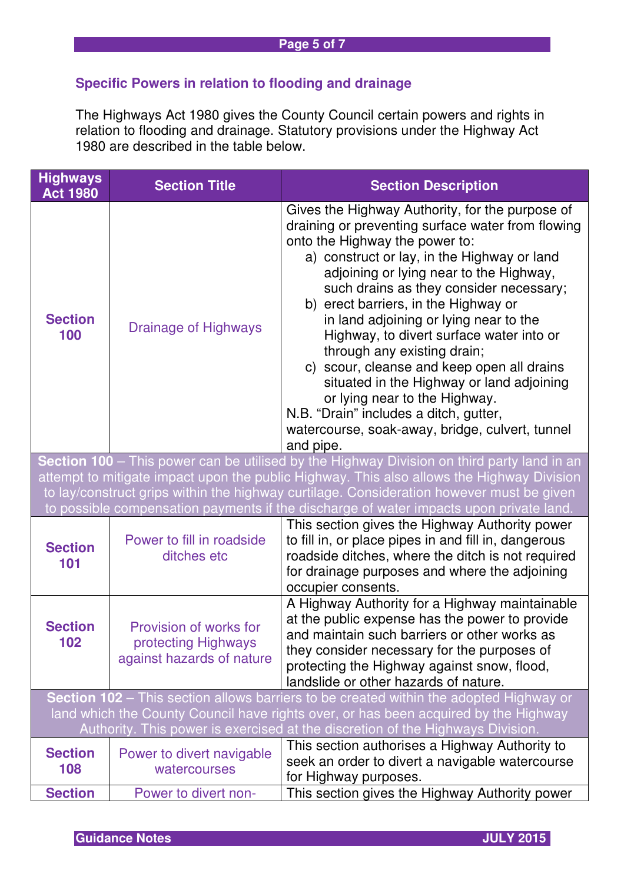## Specific Powers in relation to flooding and drainage

The Highways Act 1980 gives the County Council certain powers and rights in relation to flooding and drainage. Statutory provisions under the Highway Act 1980 are described in the table below.

| Highways Act 1980 | Section Title | Section Description |
|---|---|---|
| **Section 100** | Drainage of Highways | Gives the Highway Authority, for the purpose of draining or preventing surface water from flowing onto the Highway the power to: a) construct or lay, in the Highway or land adjoining or lying near to the Highway, such drains as they consider necessary; b) erect barriers, in the Highway or in land adjoining or lying near to the Highway, to divert surface water into or through any existing drain; c) scour, cleanse and keep open all drains situated in the Highway or land adjoining or lying near to the Highway. N.B. "Drain" includes a ditch, gutter, watercourse, soak-away, bridge, culvert, tunnel and pipe. |
| **Section 100** – This power can be utilised by the Highway Division on third party land in an attempt to mitigate impact upon the public Highway. This also allows the Highway Division to lay/construct grips within the highway curtilage. Consideration however must be given to possible compensation payments if the discharge of water impacts upon private land. | | |
| **Section 101** | Power to fill in roadside ditches etc | This section gives the Highway Authority power to fill in, or place pipes in and fill in, dangerous roadside ditches, where the ditch is not required for drainage purposes and where the adjoining occupier consents. |
| **Section 102** | Provision of works for protecting Highways against hazards of nature | A Highway Authority for a Highway maintainable at the public expense has the power to provide and maintain such barriers or other works as they consider necessary for the purposes of protecting the Highway against snow, flood, landslide or other hazards of nature. |
| **Section 102** – This section allows barriers to be created within the adopted Highway or land which the County Council have rights over, or has been acquired by the Highway Authority. This power is exercised at the discretion of the Highways Division. | | |
| **Section 108** | Power to divert navigable watercourses | This section authorises a Highway Authority to seek an order to divert a navigable watercourse for Highway purposes. |
| **Section** | Power to divert non- | This section gives the Highway Authority power |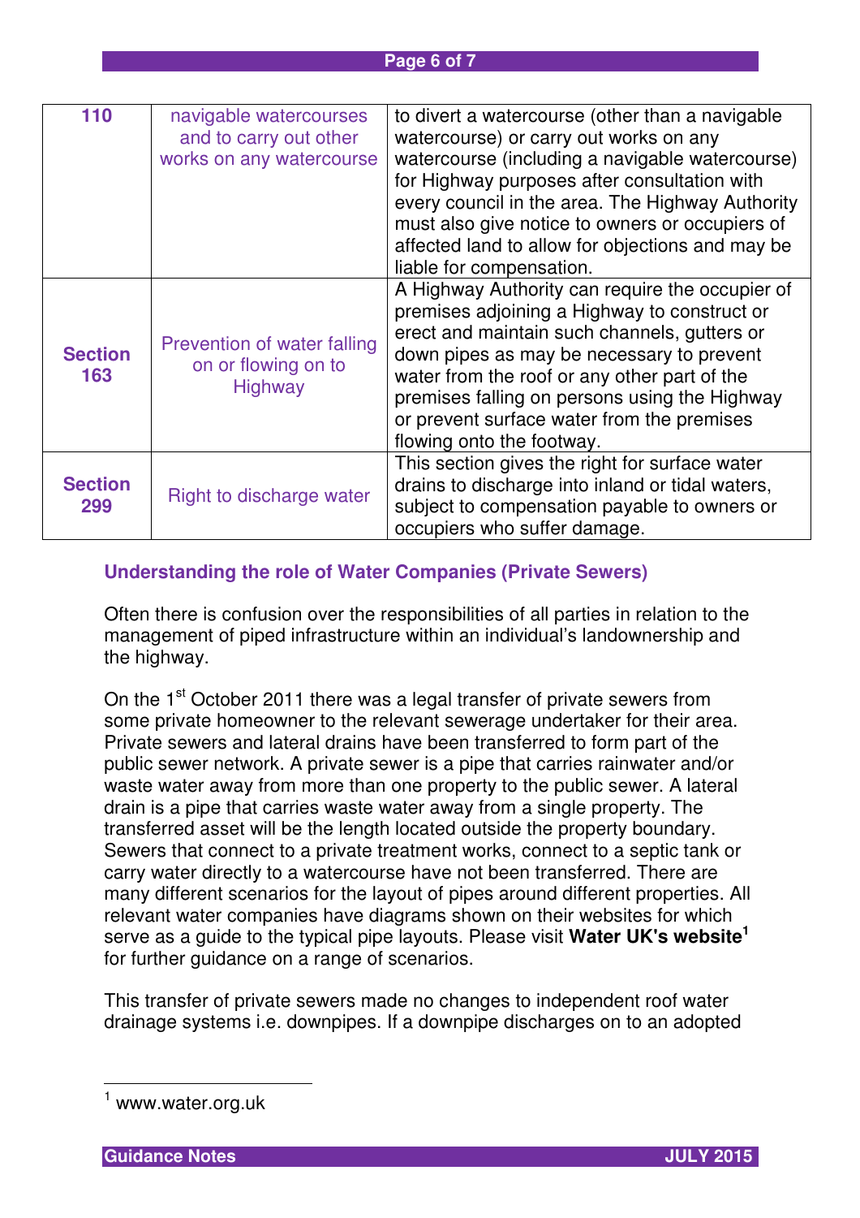| | | |
|---|---|---|
| 110 | navigable watercourses and to carry out other works on any watercourse | to divert a watercourse (other than a navigable watercourse) or carry out works on any watercourse (including a navigable watercourse) for Highway purposes after consultation with every council in the area. The Highway Authority must also give notice to owners or occupiers of affected land to allow for objections and may be liable for compensation. |
| Section 163 | Prevention of water falling on or flowing on to Highway | A Highway Authority can require the occupier of premises adjoining a Highway to construct or erect and maintain such channels, gutters or down pipes as may be necessary to prevent water from the roof or any other part of the premises falling on persons using the Highway or prevent surface water from the premises flowing onto the footway. |
| Section 299 | Right to discharge water | This section gives the right for surface water drains to discharge into inland or tidal waters, subject to compensation payable to owners or occupiers who suffer damage. |

### Understanding the role of Water Companies (Private Sewers)

Often there is confusion over the responsibilities of all parties in relation to the management of piped infrastructure within an individual's landownership and the highway.

On the 1st October 2011 there was a legal transfer of private sewers from some private homeowner to the relevant sewerage undertaker for their area. Private sewers and lateral drains have been transferred to form part of the public sewer network. A private sewer is a pipe that carries rainwater and/or waste water away from more than one property to the public sewer. A lateral drain is a pipe that carries waste water away from a single property. The transferred asset will be the length located outside the property boundary. Sewers that connect to a private treatment works, connect to a septic tank or carry water directly to a watercourse have not been transferred. There are many different scenarios for the layout of pipes around different properties. All relevant water companies have diagrams shown on their websites for which serve as a guide to the typical pipe layouts. Please visit **Water UK's website**[1] for further guidance on a range of scenarios.

This transfer of private sewers made no changes to independent roof water drainage systems i.e. downpipes. If a downpipe discharges on to an adopted

[1] www.water.org.uk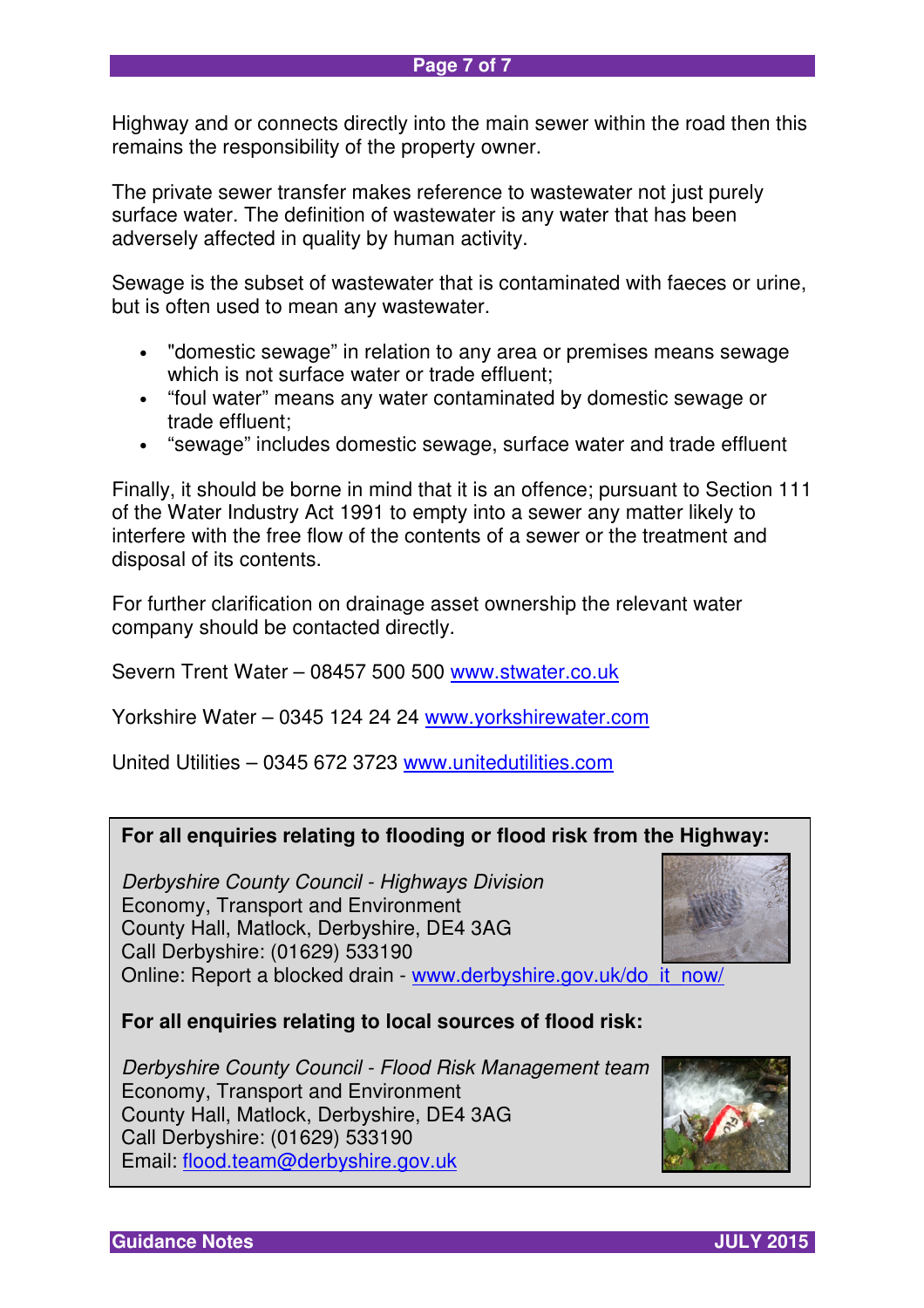Highway and or connects directly into the main sewer within the road then this remains the responsibility of the property owner.

The private sewer transfer makes reference to wastewater not just purely surface water. The definition of wastewater is any water that has been adversely affected in quality by human activity.

Sewage is the subset of wastewater that is contaminated with faeces or urine, but is often used to mean any wastewater.

- "domestic sewage" in relation to any area or premises means sewage which is not surface water or trade effluent;
- "foul water" means any water contaminated by domestic sewage or trade effluent;
- "sewage" includes domestic sewage, surface water and trade effluent

Finally, it should be borne in mind that it is an offence; pursuant to Section 111 of the Water Industry Act 1991 to empty into a sewer any matter likely to interfere with the free flow of the contents of a sewer or the treatment and disposal of its contents.

For further clarification on drainage asset ownership the relevant water company should be contacted directly.

Severn Trent Water – 08457 500 500 www.stwater.co.uk

Yorkshire Water – 0345 124 24 24 www.yorkshirewater.com

United Utilities – 0345 672 3723 www.unitedutilities.com

**For all enquiries relating to flooding or flood risk from the Highway:**

*Derbyshire County Council - Highways Division*
Economy, Transport and Environment
County Hall, Matlock, Derbyshire, DE4 3AG
Call Derbyshire: (01629) 533190
Online: Report a blocked drain - www.derbyshire.gov.uk/do_it_now/

**For all enquiries relating to local sources of flood risk:**

*Derbyshire County Council - Flood Risk Management team*
Economy, Transport and Environment
County Hall, Matlock, Derbyshire, DE4 3AG
Call Derbyshire: (01629) 533190
Email: flood.team@derbyshire.gov.uk